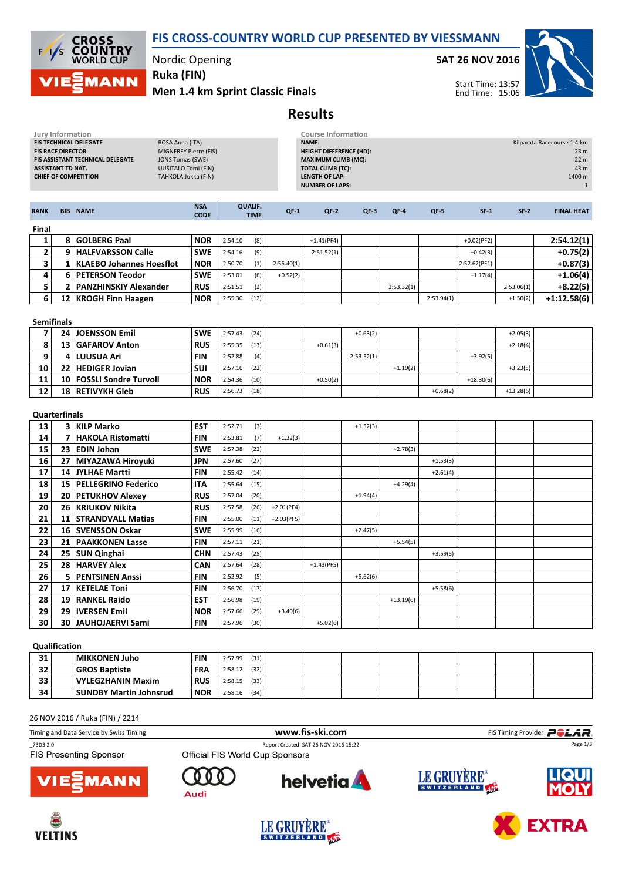# FIS CROSS-COUNTRY WORLD CUP PRESENTED BY VIESSMANN

Nordic Opening

**Ruka (FIN)**

**Men 1.4 km Sprint Classic Finals**

**SAT 26 NOV 2016**

Start Time: 13:57
End Time: 15:06

## Results

| Jury Information | |
|---|---|
| FIS TECHNICAL DELEGATE | ROSA Anna (ITA) |
| FIS RACE DIRECTOR | MIGNEREY Pierre (FIS) |
| FIS ASSISTANT TECHNICAL DELEGATE | JONS Tomas (SWE) |
| ASSISTANT TD NAT. | UUSITALO Tomi (FIN) |
| CHIEF OF COMPETITION | TAHKOLA Jukka (FIN) |

| Course Information | |
|---|---|
| NAME: | Kilparata Racecourse 1.4 km |
| HEIGHT DIFFERENCE (HD): | 23 m |
| MAXIMUM CLIMB (MC): | 22 m |
| TOTAL CLIMB (TC): | 43 m |
| LENGTH OF LAP: | 1400 m |
| NUMBER OF LAPS: | 1 |

| RANK | BIB | NAME | NSA CODE | QUALIF. TIME | | QF-1 | QF-2 | QF-3 | QF-4 | QF-5 | SF-1 | SF-2 | FINAL HEAT |
|---|---|---|---|---|---|---|---|---|---|---|---|---|---|
| **Final** | | | | | | | | | | | | | |
| 1 | 8 | GOLBERG Paal | NOR | 2:54.10 | (8) | | +1.41(PF4) | | | | +0.02(PF2) | | 2:54.12(1) |
| 2 | 9 | HALFVARSSON Calle | SWE | 2:54.16 | (9) | | 2:51.52(1) | | | | +0.42(3) | | +0.75(2) |
| 3 | 1 | KLAEBO Johannes Hoesflot | NOR | 2:50.70 | (1) | 2:55.40(1) | | | | | 2:52.62(PF1) | | +0.87(3) |
| 4 | 6 | PETERSON Teodor | SWE | 2:53.01 | (6) | +0.52(2) | | | | | +1.17(4) | | +1.06(4) |
| 5 | 2 | PANZHINSKIY Alexander | RUS | 2:51.51 | (2) | | | | 2:53.32(1) | | | 2:53.06(1) | +8.22(5) |
| 6 | 12 | KROGH Finn Haagen | NOR | 2:55.30 | (12) | | | | | 2:53.94(1) | | +1.50(2) | +1:12.58(6) |
| **Semifinals** | | | | | | | | | | | | | |
| 7 | 24 | JOENSSON Emil | SWE | 2:57.43 | (24) | | | +0.63(2) | | | | +2.05(3) | |
| 8 | 13 | GAFAROV Anton | RUS | 2:55.35 | (13) | | +0.61(3) | | | | | +2.18(4) | |
| 9 | 4 | LUUSUA Ari | FIN | 2:52.88 | (4) | | | 2:53.52(1) | | | +3.92(5) | | |
| 10 | 22 | HEDIGER Jovian | SUI | 2:57.16 | (22) | | | | +1.19(2) | | | +3.23(5) | |
| 11 | 10 | FOSSLI Sondre Turvoll | NOR | 2:54.36 | (10) | | +0.50(2) | | | | +18.30(6) | | |
| 12 | 18 | RETIVYKH Gleb | RUS | 2:56.73 | (18) | | | | | +0.68(2) | | +13.28(6) | |
| **Quarterfinals** | | | | | | | | | | | | | |
| 13 | 3 | KILP Marko | EST | 2:52.71 | (3) | | | +1.52(3) | | | | | |
| 14 | 7 | HAKOLA Ristomatti | FIN | 2:53.81 | (7) | +1.32(3) | | | | | | | |
| 15 | 23 | EDIN Johan | SWE | 2:57.38 | (23) | | | | +2.78(3) | | | | |
| 16 | 27 | MIYAZAWA Hiroyuki | JPN | 2:57.60 | (27) | | | | | +1.53(3) | | | |
| 17 | 14 | JYLHAE Martti | FIN | 2:55.42 | (14) | | | | | +2.61(4) | | | |
| 18 | 15 | PELLEGRINO Federico | ITA | 2:55.64 | (15) | | | | +4.29(4) | | | | |
| 19 | 20 | PETUKHOV Alexey | RUS | 2:57.04 | (20) | | | +1.94(4) | | | | | |
| 20 | 26 | KRIUKOV Nikita | RUS | 2:57.58 | (26) | +2.01(PF4) | | | | | | | |
| 21 | 11 | STRANDVALL Matias | FIN | 2:55.00 | (11) | +2.03(PF5) | | | | | | | |
| 22 | 16 | SVENSSON Oskar | SWE | 2:55.99 | (16) | | | +2.47(5) | | | | | |
| 23 | 21 | PAAKKONEN Lasse | FIN | 2:57.11 | (21) | | | | +5.54(5) | | | | |
| 24 | 25 | SUN Qinghai | CHN | 2:57.43 | (25) | | | | | +3.59(5) | | | |
| 25 | 28 | HARVEY Alex | CAN | 2:57.64 | (28) | | +1.43(PF5) | | | | | | |
| 26 | 5 | PENTSINEN Anssi | FIN | 2:52.92 | (5) | | | +5.62(6) | | | | | |
| 27 | 17 | KETELAE Toni | FIN | 2:56.70 | (17) | | | | | +5.58(6) | | | |
| 28 | 19 | RANKEL Raido | EST | 2:56.98 | (19) | | | | +13.19(6) | | | | |
| 29 | 29 | IVERSEN Emil | NOR | 2:57.66 | (29) | +3.40(6) | | | | | | | |
| 30 | 30 | JAUHOJAERVI Sami | FIN | 2:57.96 | (30) | | +5.02(6) | | | | | | |
| **Qualification** | | | | | | | | | | | | | |
| 31 | | MIKKONEN Juho | FIN | 2:57.99 | (31) | | | | | | | | |
| 32 | | GROS Baptiste | FRA | 2:58.12 | (32) | | | | | | | | |
| 33 | | VYLEGZHANIN Maxim | RUS | 2:58.15 | (33) | | | | | | | | |
| 34 | | SUNDBY Martin Johnsrud | NOR | 2:58.16 | (34) | | | | | | | | |

26 NOV 2016 / Ruka (FIN) / 2214

Timing and Data Service by Swiss Timing | www.fis-ski.com | FIS Timing Provider POLAR

_73D3 2.0 | Report Created SAT 26 NOV 2016 15:22

FIS Presenting Sponsor | Official FIS World Cup Sponsors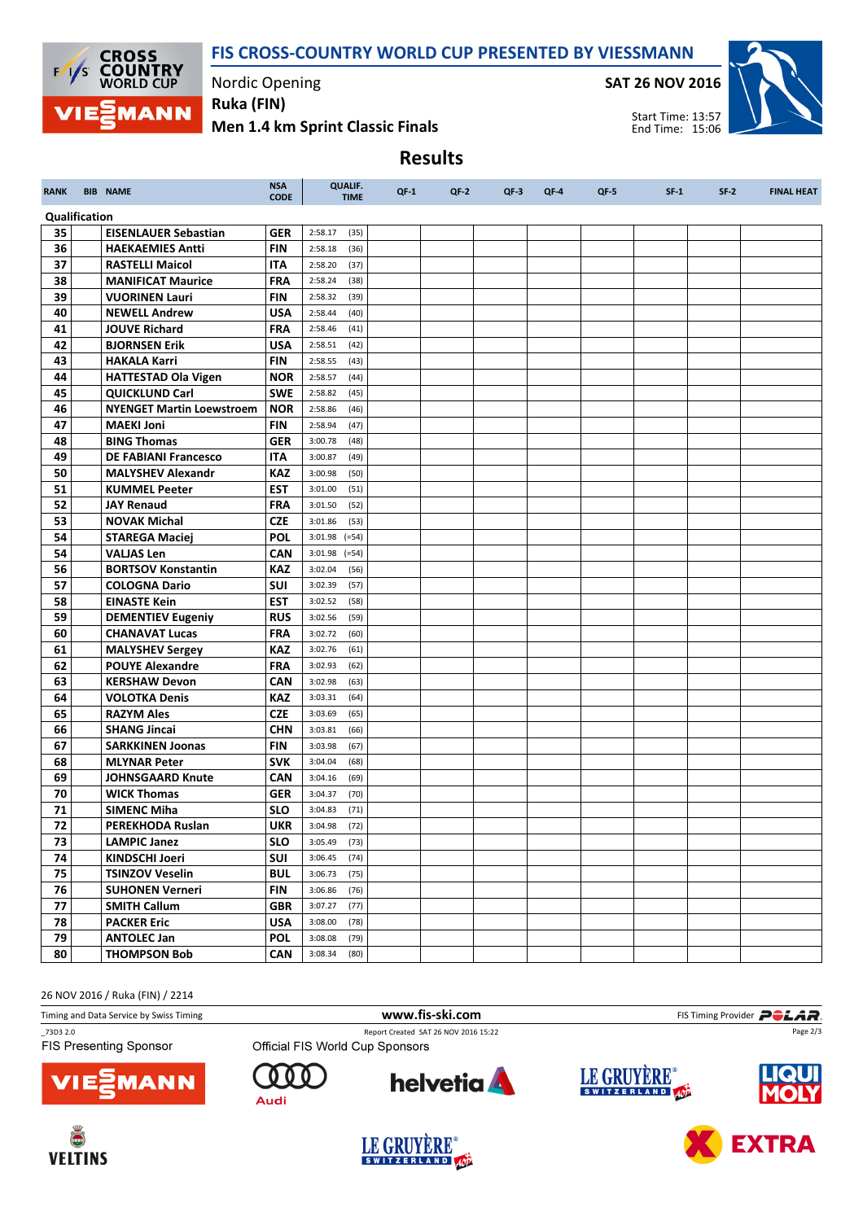# FIS CROSS-COUNTRY WORLD CUP PRESENTED BY VIESSMANN

Nordic Opening

**Ruka (FIN)**

**Men 1.4 km Sprint Classic Finals**

**SAT 26 NOV 2016**

Start Time: 13:57
End Time: 15:06

## Results

| RANK | BIB | NAME | NSA CODE | QUALIF. TIME | QF-1 | QF-2 | QF-3 | QF-4 | QF-5 | SF-1 | SF-2 | FINAL HEAT |
|---|---|---|---|---|---|---|---|---|---|---|---|---|
| **Qualification** | | | | | | | | | | | | |
| 35 | | EISENLAUER Sebastian | GER | 2:58.17 (35) | | | | | | | | |
| 36 | | HAEKAEMIES Antti | FIN | 2:58.18 (36) | | | | | | | | |
| 37 | | RASTELLI Maicol | ITA | 2:58.20 (37) | | | | | | | | |
| 38 | | MANIFICAT Maurice | FRA | 2:58.24 (38) | | | | | | | | |
| 39 | | VUORINEN Lauri | FIN | 2:58.32 (39) | | | | | | | | |
| 40 | | NEWELL Andrew | USA | 2:58.44 (40) | | | | | | | | |
| 41 | | JOUVE Richard | FRA | 2:58.46 (41) | | | | | | | | |
| 42 | | BJORNSEN Erik | USA | 2:58.51 (42) | | | | | | | | |
| 43 | | HAKALA Karri | FIN | 2:58.55 (43) | | | | | | | | |
| 44 | | HATTESTAD Ola Vigen | NOR | 2:58.57 (44) | | | | | | | | |
| 45 | | QUICKLUND Carl | SWE | 2:58.82 (45) | | | | | | | | |
| 46 | | NYENGET Martin Loewstroem | NOR | 2:58.86 (46) | | | | | | | | |
| 47 | | MAEKI Joni | FIN | 2:58.94 (47) | | | | | | | | |
| 48 | | BING Thomas | GER | 3:00.78 (48) | | | | | | | | |
| 49 | | DE FABIANI Francesco | ITA | 3:00.87 (49) | | | | | | | | |
| 50 | | MALYSHEV Alexandr | KAZ | 3:00.98 (50) | | | | | | | | |
| 51 | | KUMMEL Peeter | EST | 3:01.00 (51) | | | | | | | | |
| 52 | | JAY Renaud | FRA | 3:01.50 (52) | | | | | | | | |
| 53 | | NOVAK Michal | CZE | 3:01.86 (53) | | | | | | | | |
| 54 | | STAREGA Maciej | POL | 3:01.98 (=54) | | | | | | | | |
| 54 | | VALJAS Len | CAN | 3:01.98 (=54) | | | | | | | | |
| 56 | | BORTSOV Konstantin | KAZ | 3:02.04 (56) | | | | | | | | |
| 57 | | COLOGNA Dario | SUI | 3:02.39 (57) | | | | | | | | |
| 58 | | EINASTE Kein | EST | 3:02.52 (58) | | | | | | | | |
| 59 | | DEMENTIEV Eugeniy | RUS | 3:02.56 (59) | | | | | | | | |
| 60 | | CHANAVAT Lucas | FRA | 3:02.72 (60) | | | | | | | | |
| 61 | | MALYSHEV Sergey | KAZ | 3:02.76 (61) | | | | | | | | |
| 62 | | POUYE Alexandre | FRA | 3:02.93 (62) | | | | | | | | |
| 63 | | KERSHAW Devon | CAN | 3:02.98 (63) | | | | | | | | |
| 64 | | VOLOTKA Denis | KAZ | 3:03.31 (64) | | | | | | | | |
| 65 | | RAZYM Ales | CZE | 3:03.69 (65) | | | | | | | | |
| 66 | | SHANG Jincai | CHN | 3:03.81 (66) | | | | | | | | |
| 67 | | SARKKINEN Joonas | FIN | 3:03.98 (67) | | | | | | | | |
| 68 | | MLYNAR Peter | SVK | 3:04.04 (68) | | | | | | | | |
| 69 | | JOHNSGAARD Knute | CAN | 3:04.16 (69) | | | | | | | | |
| 70 | | WICK Thomas | GER | 3:04.37 (70) | | | | | | | | |
| 71 | | SIMENC Miha | SLO | 3:04.83 (71) | | | | | | | | |
| 72 | | PEREKHODA Ruslan | UKR | 3:04.98 (72) | | | | | | | | |
| 73 | | LAMPIC Janez | SLO | 3:05.49 (73) | | | | | | | | |
| 74 | | KINDSCHI Joeri | SUI | 3:06.45 (74) | | | | | | | | |
| 75 | | TSINZOV Veselin | BUL | 3:06.73 (75) | | | | | | | | |
| 76 | | SUHONEN Verneri | FIN | 3:06.86 (76) | | | | | | | | |
| 77 | | SMITH Callum | GBR | 3:07.27 (77) | | | | | | | | |
| 78 | | PACKER Eric | USA | 3:08.00 (78) | | | | | | | | |
| 79 | | ANTOLEC Jan | POL | 3:08.08 (79) | | | | | | | | |
| 80 | | THOMPSON Bob | CAN | 3:08.34 (80) | | | | | | | | |

26 NOV 2016 / Ruka (FIN) / 2214

Timing and Data Service by Swiss Timing | www.fis-ski.com | FIS Timing Provider POLAR

_73D3 2.0 | Report Created SAT 26 NOV 2016 15:22

FIS Presenting Sponsor: VIESSMANN

Official FIS World Cup Sponsors: Audi, helvetia, LE GRUYÈRE SWITZERLAND AOP, LIQUI MOLY, VELTINS, EXTRA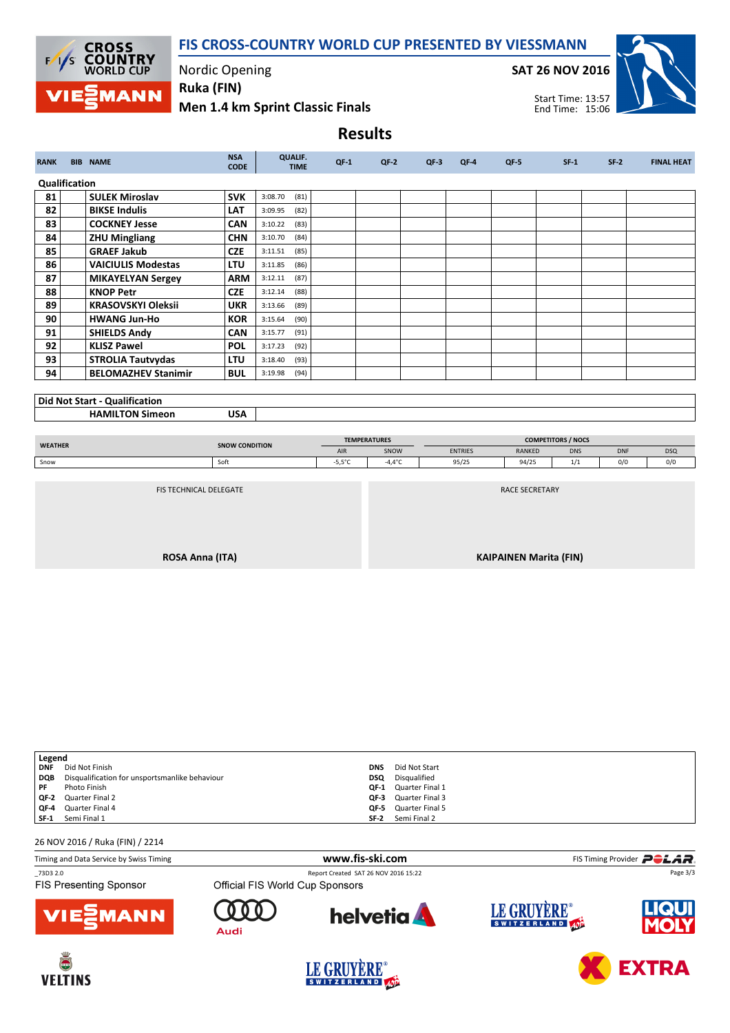# FIS CROSS-COUNTRY WORLD CUP PRESENTED BY VIESSMANN

Nordic Opening
**Ruka (FIN)**
**Men 1.4 km Sprint Classic Finals**

**SAT 26 NOV 2016**

Start Time: 13:57
End Time: 15:06

## Results

| RANK | BIB | NAME | NSA CODE | QUALIF. TIME | | QF-1 | QF-2 | QF-3 | QF-4 | QF-5 | SF-1 | SF-2 | FINAL HEAT |
|---|---|---|---|---|---|---|---|---|---|---|---|---|---|
| **Qualification** | | | | | | | | | | | | | |
| 81 | | SULEK Miroslav | SVK | 3:08.70 | (81) | | | | | | | | |
| 82 | | BIKSE Indulis | LAT | 3:09.95 | (82) | | | | | | | | |
| 83 | | COCKNEY Jesse | CAN | 3:10.22 | (83) | | | | | | | | |
| 84 | | ZHU Mingliang | CHN | 3:10.70 | (84) | | | | | | | | |
| 85 | | GRAEF Jakub | CZE | 3:11.51 | (85) | | | | | | | | |
| 86 | | VAICIULIS Modestas | LTU | 3:11.85 | (86) | | | | | | | | |
| 87 | | MIKAYELYAN Sergey | ARM | 3:12.11 | (87) | | | | | | | | |
| 88 | | KNOP Petr | CZE | 3:12.14 | (88) | | | | | | | | |
| 89 | | KRASOVSKYI Oleksii | UKR | 3:13.66 | (89) | | | | | | | | |
| 90 | | HWANG Jun-Ho | KOR | 3:15.64 | (90) | | | | | | | | |
| 91 | | SHIELDS Andy | CAN | 3:15.77 | (91) | | | | | | | | |
| 92 | | KLISZ Pawel | POL | 3:17.23 | (92) | | | | | | | | |
| 93 | | STROLIA Tautvydas | LTU | 3:18.40 | (93) | | | | | | | | |
| 94 | | BELOMAZHEV Stanimir | BUL | 3:19.98 | (94) | | | | | | | | |

| Did Not Start - Qualification | |
|---|---|
| HAMILTON Simeon | USA |

| WEATHER | SNOW CONDITION | TEMPERATURES | | COMPETITORS / NOCS | | | | |
|---|---|---|---|---|---|---|---|---|
| | | AIR | SNOW | ENTRIES | RANKED | DNS | DNF | DSQ |
| Snow | Soft | -5,5°C | -4,4°C | 95/25 | 94/25 | 1/1 | 0/0 | 0/0 |

| FIS TECHNICAL DELEGATE | RACE SECRETARY |
|---|---|
| **ROSA Anna (ITA)** | **KAIPAINEN Marita (FIN)** |

**Legend**

| | | | |
|---|---|---|---|
| **DNF** | Did Not Finish | **DNS** | Did Not Start |
| **DQB** | Disqualification for unsportsmanlike behaviour | **DSQ** | Disqualified |
| **PF** | Photo Finish | **QF-1** | Quarter Final 1 |
| **QF-2** | Quarter Final 2 | **QF-3** | Quarter Final 3 |
| **QF-4** | Quarter Final 4 | **QF-5** | Quarter Final 5 |
| **SF-1** | Semi Final 1 | **SF-2** | Semi Final 2 |

26 NOV 2016 / Ruka (FIN) / 2214

Timing and Data Service by Swiss Timing — www.fis-ski.com — FIS Timing Provider POLAR

_73D3 2.0 — Report Created SAT 26 NOV 2016 15:22

FIS Presenting Sponsor — Official FIS World Cup Sponsors